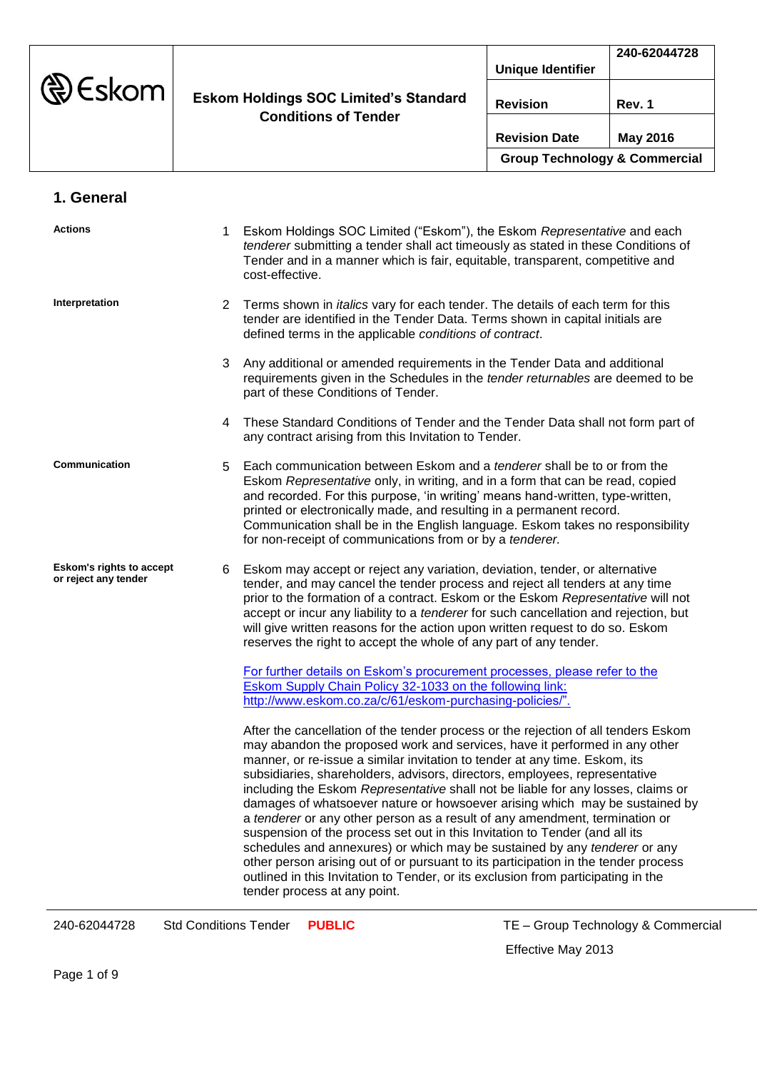| Eskom | Eskom Holdings SOC Limited's Standard Conditions of Tender | Unique Identifier | 240-62044728 |
|---|---|---|---|
| | | Revision | Rev. 1 |
| | | Revision Date | May 2016 |
| | | Group Technology & Commercial | |

## 1. General

**Actions**

1 Eskom Holdings SOC Limited ("Eskom"), the Eskom *Representative* and each *tenderer* submitting a tender shall act timeously as stated in these Conditions of Tender and in a manner which is fair, equitable, transparent, competitive and cost-effective.

**Interpretation**

2 Terms shown in *italics* vary for each tender. The details of each term for this tender are identified in the Tender Data. Terms shown in capital initials are defined terms in the applicable *conditions of contract*.

3 Any additional or amended requirements in the Tender Data and additional requirements given in the Schedules in the *tender returnables* are deemed to be part of these Conditions of Tender.

4 These Standard Conditions of Tender and the Tender Data shall not form part of any contract arising from this Invitation to Tender.

**Communication**

5 Each communication between Eskom and a *tenderer* shall be to or from the Eskom *Representative* only, in writing, and in a form that can be read, copied and recorded. For this purpose, 'in writing' means hand-written, type-written, printed or electronically made, and resulting in a permanent record. Communication shall be in the English language. Eskom takes no responsibility for non-receipt of communications from or by a *tenderer.*

**Eskom's rights to accept or reject any tender**

6 Eskom may accept or reject any variation, deviation, tender, or alternative tender, and may cancel the tender process and reject all tenders at any time prior to the formation of a contract. Eskom or the Eskom *Representative* will not accept or incur any liability to a *tenderer* for such cancellation and rejection, but will give written reasons for the action upon written request to do so. Eskom reserves the right to accept the whole of any part of any tender.

For further details on Eskom's procurement processes, please refer to the Eskom Supply Chain Policy 32-1033 on the following link: http://www.eskom.co.za/c/61/eskom-purchasing-policies/".

After the cancellation of the tender process or the rejection of all tenders Eskom may abandon the proposed work and services, have it performed in any other manner, or re-issue a similar invitation to tender at any time. Eskom, its subsidiaries, shareholders, advisors, directors, employees, representative including the Eskom *Representative* shall not be liable for any losses, claims or damages of whatsoever nature or howsoever arising which may be sustained by a *tenderer* or any other person as a result of any amendment, termination or suspension of the process set out in this Invitation to Tender (and all its schedules and annexures) or which may be sustained by any *tenderer* or any other person arising out of or pursuant to its participation in the tender process outlined in this Invitation to Tender, or its exclusion from participating in the tender process at any point.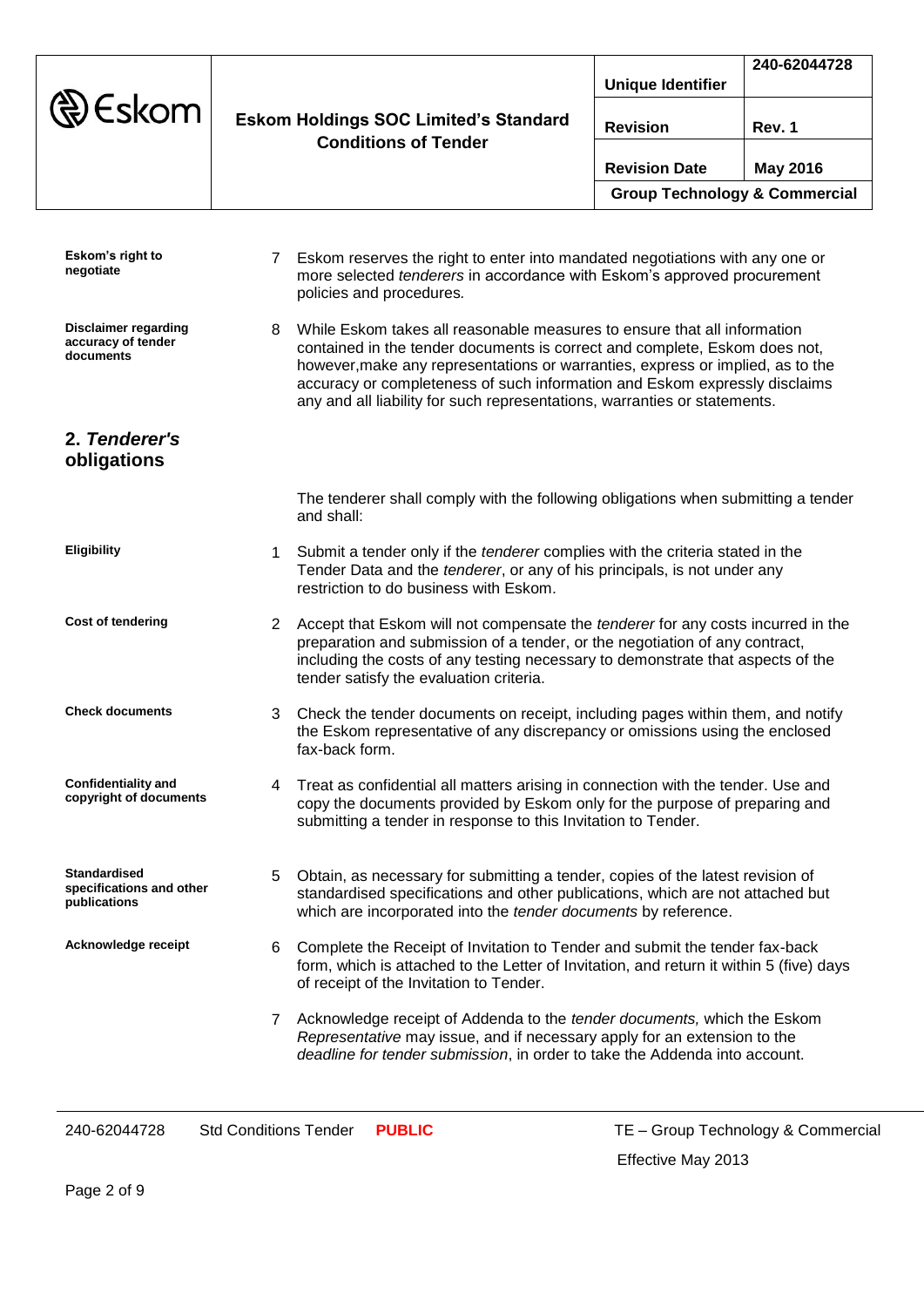**Eskom's right to negotiate**

7 Eskom reserves the right to enter into mandated negotiations with any one or more selected *tenderers* in accordance with Eskom's approved procurement policies and procedures.

**Disclaimer regarding accuracy of tender documents**

8 While Eskom takes all reasonable measures to ensure that all information contained in the tender documents is correct and complete, Eskom does not, however,make any representations or warranties, express or implied, as to the accuracy or completeness of such information and Eskom expressly disclaims any and all liability for such representations, warranties or statements.

## 2. *Tenderer's* obligations

The tenderer shall comply with the following obligations when submitting a tender and shall:

**Eligibility**

1 Submit a tender only if the *tenderer* complies with the criteria stated in the Tender Data and the *tenderer*, or any of his principals, is not under any restriction to do business with Eskom.

**Cost of tendering**

2 Accept that Eskom will not compensate the *tenderer* for any costs incurred in the preparation and submission of a tender, or the negotiation of any contract, including the costs of any testing necessary to demonstrate that aspects of the tender satisfy the evaluation criteria.

**Check documents**

3 Check the tender documents on receipt, including pages within them, and notify the Eskom representative of any discrepancy or omissions using the enclosed fax-back form.

**Confidentiality and copyright of documents**

4 Treat as confidential all matters arising in connection with the tender. Use and copy the documents provided by Eskom only for the purpose of preparing and submitting a tender in response to this Invitation to Tender.

**Standardised specifications and other publications**

5 Obtain, as necessary for submitting a tender, copies of the latest revision of standardised specifications and other publications, which are not attached but which are incorporated into the *tender documents* by reference.

**Acknowledge receipt**

6 Complete the Receipt of Invitation to Tender and submit the tender fax-back form, which is attached to the Letter of Invitation, and return it within 5 (five) days of receipt of the Invitation to Tender.

7 Acknowledge receipt of Addenda to the *tender documents,* which the Eskom *Representative* may issue, and if necessary apply for an extension to the *deadline for tender submission*, in order to take the Addenda into account.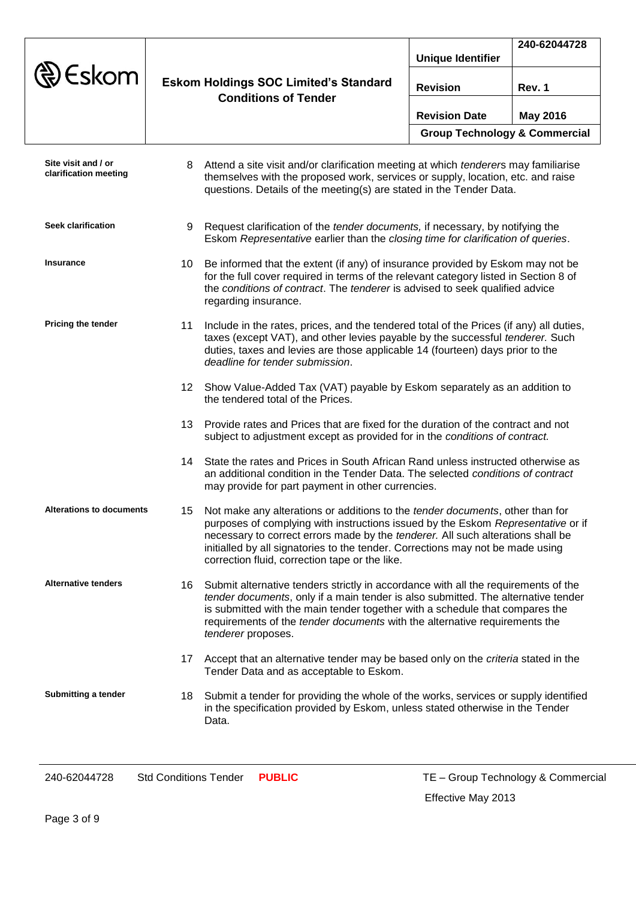| | | |
|---|---|---|
| **Site visit and / or clarification meeting** | 8 | Attend a site visit and/or clarification meeting at which *tenderers* may familiarise themselves with the proposed work, services or supply, location, etc. and raise questions. Details of the meeting(s) are stated in the Tender Data. |
| **Seek clarification** | 9 | Request clarification of the *tender documents,* if necessary, by notifying the Eskom *Representative* earlier than the *closing time for clarification of queries*. |
| **Insurance** | 10 | Be informed that the extent (if any) of insurance provided by Eskom may not be for the full cover required in terms of the relevant category listed in Section 8 of the *conditions of contract*. The *tenderer* is advised to seek qualified advice regarding insurance. |
| **Pricing the tender** | 11 | Include in the rates, prices, and the tendered total of the Prices (if any) all duties, taxes (except VAT), and other levies payable by the successful *tenderer.* Such duties, taxes and levies are those applicable 14 (fourteen) days prior to the *deadline for tender submission*. |
| | 12 | Show Value-Added Tax (VAT) payable by Eskom separately as an addition to the tendered total of the Prices. |
| | 13 | Provide rates and Prices that are fixed for the duration of the contract and not subject to adjustment except as provided for in the *conditions of contract.* |
| | 14 | State the rates and Prices in South African Rand unless instructed otherwise as an additional condition in the Tender Data. The selected *conditions of contract* may provide for part payment in other currencies. |
| **Alterations to documents** | 15 | Not make any alterations or additions to the *tender documents*, other than for purposes of complying with instructions issued by the Eskom *Representative* or if necessary to correct errors made by the *tenderer.* All such alterations shall be initialled by all signatories to the tender. Corrections may not be made using correction fluid, correction tape or the like. |
| **Alternative tenders** | 16 | Submit alternative tenders strictly in accordance with all the requirements of the *tender documents*, only if a main tender is also submitted. The alternative tender is submitted with the main tender together with a schedule that compares the requirements of the *tender documents* with the alternative requirements the *tenderer* proposes. |
| | 17 | Accept that an alternative tender may be based only on the *criteria* stated in the Tender Data and as acceptable to Eskom. |
| **Submitting a tender** | 18 | Submit a tender for providing the whole of the works, services or supply identified in the specification provided by Eskom, unless stated otherwise in the Tender Data. |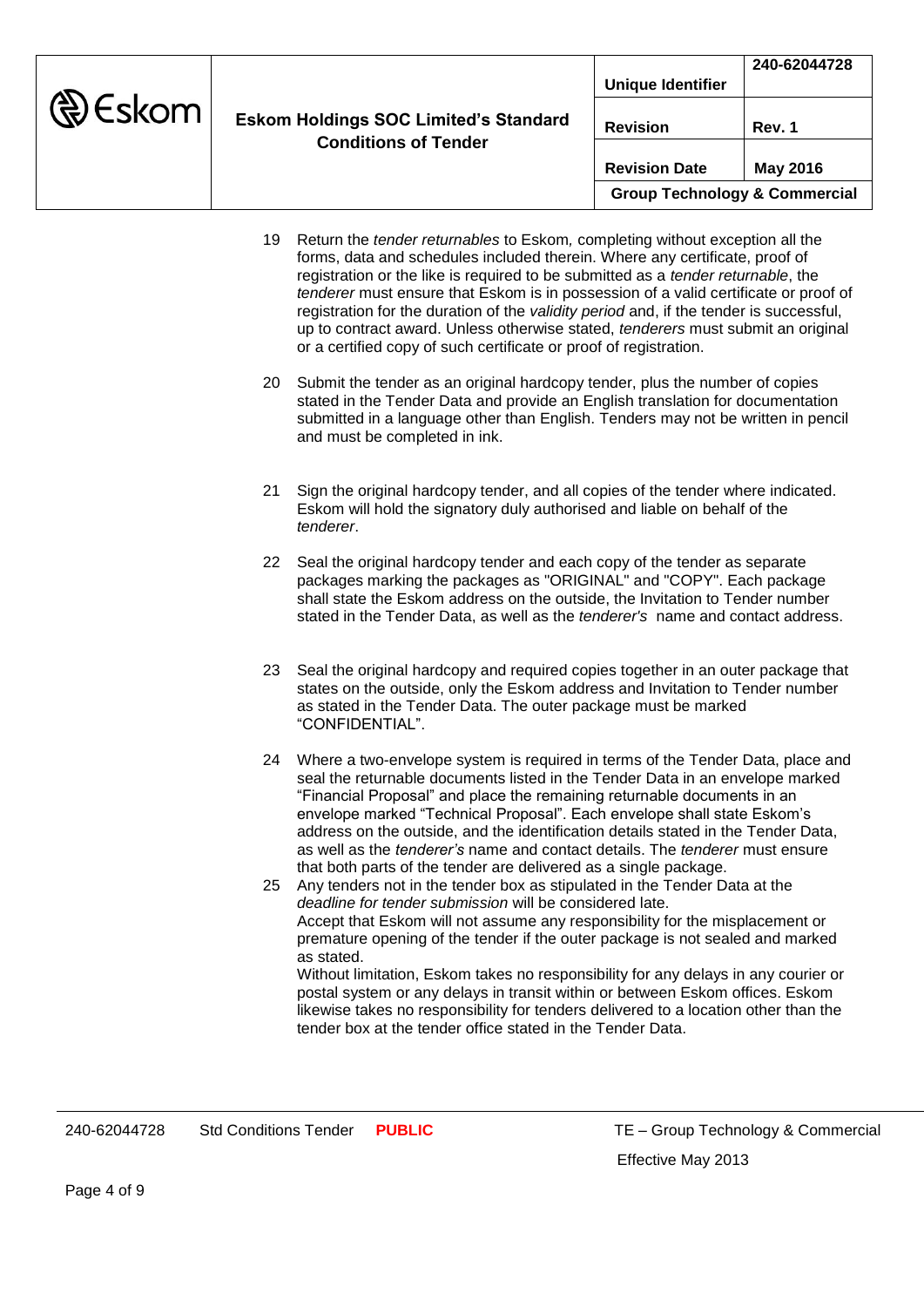19 Return the *tender returnables* to Eskom*,* completing without exception all the forms, data and schedules included therein. Where any certificate, proof of registration or the like is required to be submitted as a *tender returnable*, the *tenderer* must ensure that Eskom is in possession of a valid certificate or proof of registration for the duration of the *validity period* and, if the tender is successful, up to contract award. Unless otherwise stated, *tenderers* must submit an original or a certified copy of such certificate or proof of registration.

20 Submit the tender as an original hardcopy tender, plus the number of copies stated in the Tender Data and provide an English translation for documentation submitted in a language other than English. Tenders may not be written in pencil and must be completed in ink.

21 Sign the original hardcopy tender, and all copies of the tender where indicated. Eskom will hold the signatory duly authorised and liable on behalf of the *tenderer*.

22 Seal the original hardcopy tender and each copy of the tender as separate packages marking the packages as "ORIGINAL" and "COPY". Each package shall state the Eskom address on the outside, the Invitation to Tender number stated in the Tender Data, as well as the *tenderer's* name and contact address.

23 Seal the original hardcopy and required copies together in an outer package that states on the outside, only the Eskom address and Invitation to Tender number as stated in the Tender Data. The outer package must be marked "CONFIDENTIAL".

24 Where a two-envelope system is required in terms of the Tender Data, place and seal the returnable documents listed in the Tender Data in an envelope marked "Financial Proposal" and place the remaining returnable documents in an envelope marked "Technical Proposal". Each envelope shall state Eskom's address on the outside, and the identification details stated in the Tender Data, as well as the *tenderer's* name and contact details. The *tenderer* must ensure that both parts of the tender are delivered as a single package.

25 Any tenders not in the tender box as stipulated in the Tender Data at the *deadline for tender submission* will be considered late.
Accept that Eskom will not assume any responsibility for the misplacement or premature opening of the tender if the outer package is not sealed and marked as stated.
Without limitation, Eskom takes no responsibility for any delays in any courier or postal system or any delays in transit within or between Eskom offices. Eskom likewise takes no responsibility for tenders delivered to a location other than the tender box at the tender office stated in the Tender Data.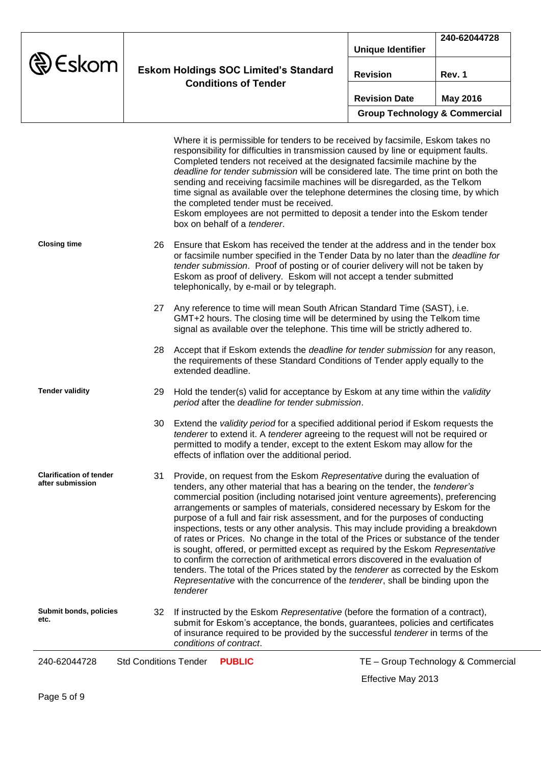Where it is permissible for tenders to be received by facsimile, Eskom takes no responsibility for difficulties in transmission caused by line or equipment faults. Completed tenders not received at the designated facsimile machine by the *deadline for tender submission* will be considered late. The time print on both the sending and receiving facsimile machines will be disregarded, as the Telkom time signal as available over the telephone determines the closing time, by which the completed tender must be received.
Eskom employees are not permitted to deposit a tender into the Eskom tender box on behalf of a *tenderer*.

**Closing time**

26 Ensure that Eskom has received the tender at the address and in the tender box or facsimile number specified in the Tender Data by no later than the *deadline for tender submission*. Proof of posting or of courier delivery will not be taken by Eskom as proof of delivery. Eskom will not accept a tender submitted telephonically, by e-mail or by telegraph.

27 Any reference to time will mean South African Standard Time (SAST), i.e. GMT+2 hours. The closing time will be determined by using the Telkom time signal as available over the telephone. This time will be strictly adhered to.

28 Accept that if Eskom extends the *deadline for tender submission* for any reason, the requirements of these Standard Conditions of Tender apply equally to the extended deadline.

**Tender validity**

29 Hold the tender(s) valid for acceptance by Eskom at any time within the *validity period* after the *deadline for tender submission*.

30 Extend the *validity period* for a specified additional period if Eskom requests the *tenderer* to extend it. A *tenderer* agreeing to the request will not be required or permitted to modify a tender, except to the extent Eskom may allow for the effects of inflation over the additional period.

**Clarification of tender after submission**

31 Provide, on request from the Eskom *Representative* during the evaluation of tenders, any other material that has a bearing on the tender, the *tenderer's* commercial position (including notarised joint venture agreements), preferencing arrangements or samples of materials, considered necessary by Eskom for the purpose of a full and fair risk assessment, and for the purposes of conducting inspections, tests or any other analysis. This may include providing a breakdown of rates or Prices. No change in the total of the Prices or substance of the tender is sought, offered, or permitted except as required by the Eskom *Representative* to confirm the correction of arithmetical errors discovered in the evaluation of tenders. The total of the Prices stated by the *tenderer* as corrected by the Eskom *Representative* with the concurrence of the *tenderer*, shall be binding upon the *tenderer*

**Submit bonds, policies etc.**

32 If instructed by the Eskom *Representative* (before the formation of a contract), submit for Eskom's acceptance, the bonds, guarantees, policies and certificates of insurance required to be provided by the successful *tenderer* in terms of the *conditions of contract*.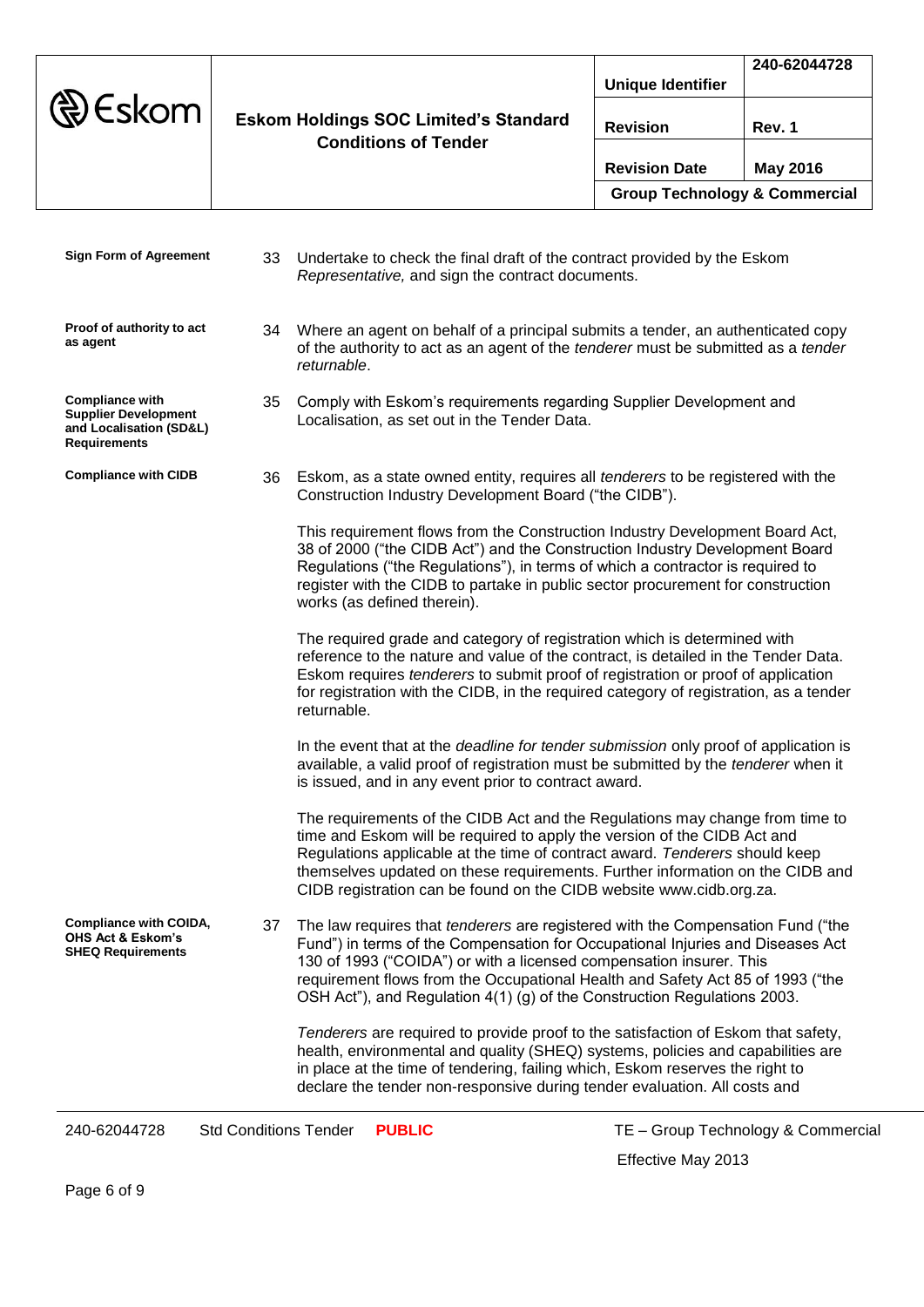**Sign Form of Agreement**

33 Undertake to check the final draft of the contract provided by the Eskom *Representative,* and sign the contract documents.

**Proof of authority to act as agent**

34 Where an agent on behalf of a principal submits a tender, an authenticated copy of the authority to act as an agent of the *tenderer* must be submitted as a *tender returnable*.

**Compliance with Supplier Development and Localisation (SD&L) Requirements**

35 Comply with Eskom's requirements regarding Supplier Development and Localisation, as set out in the Tender Data.

**Compliance with CIDB**

36 Eskom, as a state owned entity, requires all *tenderers* to be registered with the Construction Industry Development Board ("the CIDB").

This requirement flows from the Construction Industry Development Board Act, 38 of 2000 ("the CIDB Act") and the Construction Industry Development Board Regulations ("the Regulations"), in terms of which a contractor is required to register with the CIDB to partake in public sector procurement for construction works (as defined therein).

The required grade and category of registration which is determined with reference to the nature and value of the contract, is detailed in the Tender Data. Eskom requires *tenderers* to submit proof of registration or proof of application for registration with the CIDB, in the required category of registration, as a tender returnable.

In the event that at the *deadline for tender submission* only proof of application is available, a valid proof of registration must be submitted by the *tenderer* when it is issued, and in any event prior to contract award.

The requirements of the CIDB Act and the Regulations may change from time to time and Eskom will be required to apply the version of the CIDB Act and Regulations applicable at the time of contract award. *Tenderers* should keep themselves updated on these requirements. Further information on the CIDB and CIDB registration can be found on the CIDB website www.cidb.org.za.

**Compliance with COIDA, OHS Act & Eskom's SHEQ Requirements**

37 The law requires that *tenderers* are registered with the Compensation Fund ("the Fund") in terms of the Compensation for Occupational Injuries and Diseases Act 130 of 1993 ("COIDA") or with a licensed compensation insurer. This requirement flows from the Occupational Health and Safety Act 85 of 1993 ("the OSH Act"), and Regulation 4(1) (g) of the Construction Regulations 2003.

*Tenderers* are required to provide proof to the satisfaction of Eskom that safety, health, environmental and quality (SHEQ) systems, policies and capabilities are in place at the time of tendering, failing which, Eskom reserves the right to declare the tender non-responsive during tender evaluation. All costs and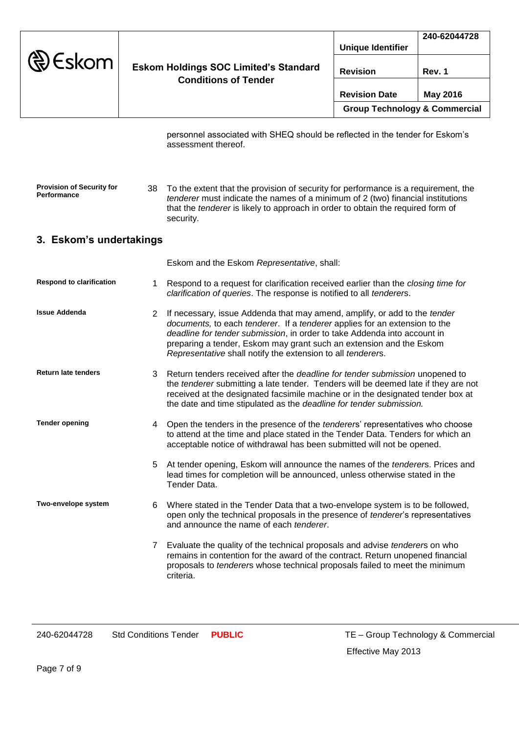personnel associated with SHEQ should be reflected in the tender for Eskom's assessment thereof.

**Provision of Security for Performance**

38 To the extent that the provision of security for performance is a requirement, the *tenderer* must indicate the names of a minimum of 2 (two) financial institutions that the *tenderer* is likely to approach in order to obtain the required form of security.

## 3. Eskom's undertakings

Eskom and the Eskom *Representative*, shall:

**Respond to clarification**

1 Respond to a request for clarification received earlier than the *closing time for clarification of queries*. The response is notified to all *tenderer*s.

**Issue Addenda**

2 If necessary, issue Addenda that may amend, amplify, or add to the *tender documents,* to each *tenderer*. If a *tenderer* applies for an extension to the *deadline for tender submission*, in order to take Addenda into account in preparing a tender, Eskom may grant such an extension and the Eskom *Representative* shall notify the extension to all *tenderer*s.

**Return late tenders**

3 Return tenders received after the *deadline for tender submission* unopened to the *tenderer* submitting a late tender. Tenders will be deemed late if they are not received at the designated facsimile machine or in the designated tender box at the date and time stipulated as the *deadline for tender submission.*

**Tender opening**

4 Open the tenders in the presence of the *tenderers*' representatives who choose to attend at the time and place stated in the Tender Data. Tenders for which an acceptable notice of withdrawal has been submitted will not be opened.

5 At tender opening, Eskom will announce the names of the *tenderer*s. Prices and lead times for completion will be announced, unless otherwise stated in the Tender Data.

**Two-envelope system**

6 Where stated in the Tender Data that a two-envelope system is to be followed, open only the technical proposals in the presence of *tenderer*'s representatives and announce the name of each *tenderer*.

7 Evaluate the quality of the technical proposals and advise *tenderer*s on who remains in contention for the award of the contract. Return unopened financial proposals to *tenderer*s whose technical proposals failed to meet the minimum criteria.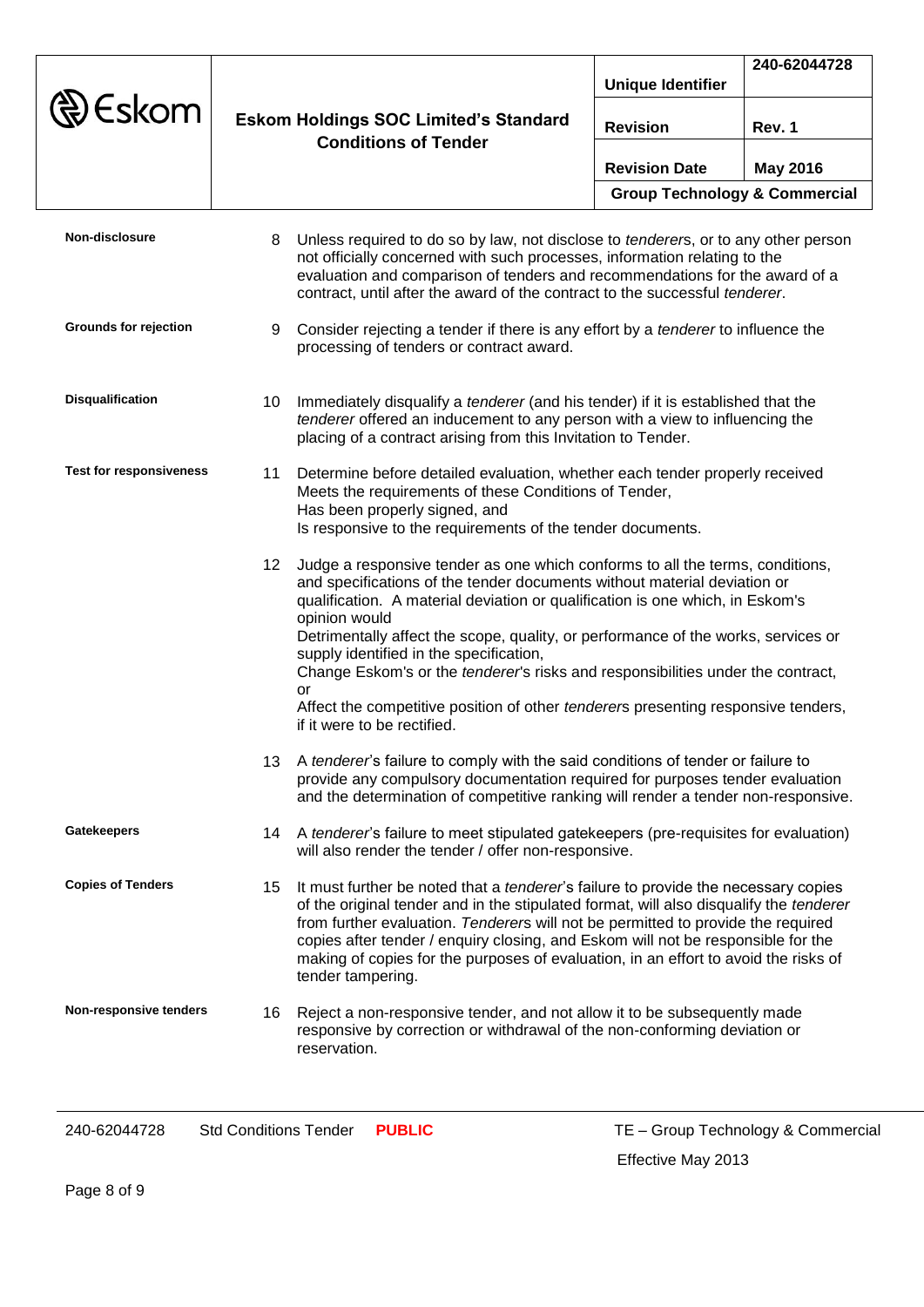**Non-disclosure**

8 Unless required to do so by law, not disclose to *tenderers*, or to any other person not officially concerned with such processes, information relating to the evaluation and comparison of tenders and recommendations for the award of a contract, until after the award of the contract to the successful *tenderer*.

**Grounds for rejection**

9 Consider rejecting a tender if there is any effort by a *tenderer* to influence the processing of tenders or contract award.

**Disqualification**

10 Immediately disqualify a *tenderer* (and his tender) if it is established that the *tenderer* offered an inducement to any person with a view to influencing the placing of a contract arising from this Invitation to Tender.

**Test for responsiveness**

11 Determine before detailed evaluation, whether each tender properly received
Meets the requirements of these Conditions of Tender,
Has been properly signed, and
Is responsive to the requirements of the tender documents.

12 Judge a responsive tender as one which conforms to all the terms, conditions, and specifications of the tender documents without material deviation or qualification. A material deviation or qualification is one which, in Eskom's opinion would
Detrimentally affect the scope, quality, or performance of the works, services or supply identified in the specification,
Change Eskom's or the *tenderer*'s risks and responsibilities under the contract, or
Affect the competitive position of other *tenderers* presenting responsive tenders, if it were to be rectified.

13 A *tenderer*'s failure to comply with the said conditions of tender or failure to provide any compulsory documentation required for purposes tender evaluation and the determination of competitive ranking will render a tender non-responsive.

**Gatekeepers**

14 A *tenderer*'s failure to meet stipulated gatekeepers (pre-requisites for evaluation) will also render the tender / offer non-responsive.

**Copies of Tenders**

15 It must further be noted that a *tenderer*'s failure to provide the necessary copies of the original tender and in the stipulated format, will also disqualify the *tenderer* from further evaluation. *Tenderers* will not be permitted to provide the required copies after tender / enquiry closing, and Eskom will not be responsible for the making of copies for the purposes of evaluation, in an effort to avoid the risks of tender tampering.

**Non-responsive tenders**

16 Reject a non-responsive tender, and not allow it to be subsequently made responsive by correction or withdrawal of the non-conforming deviation or reservation.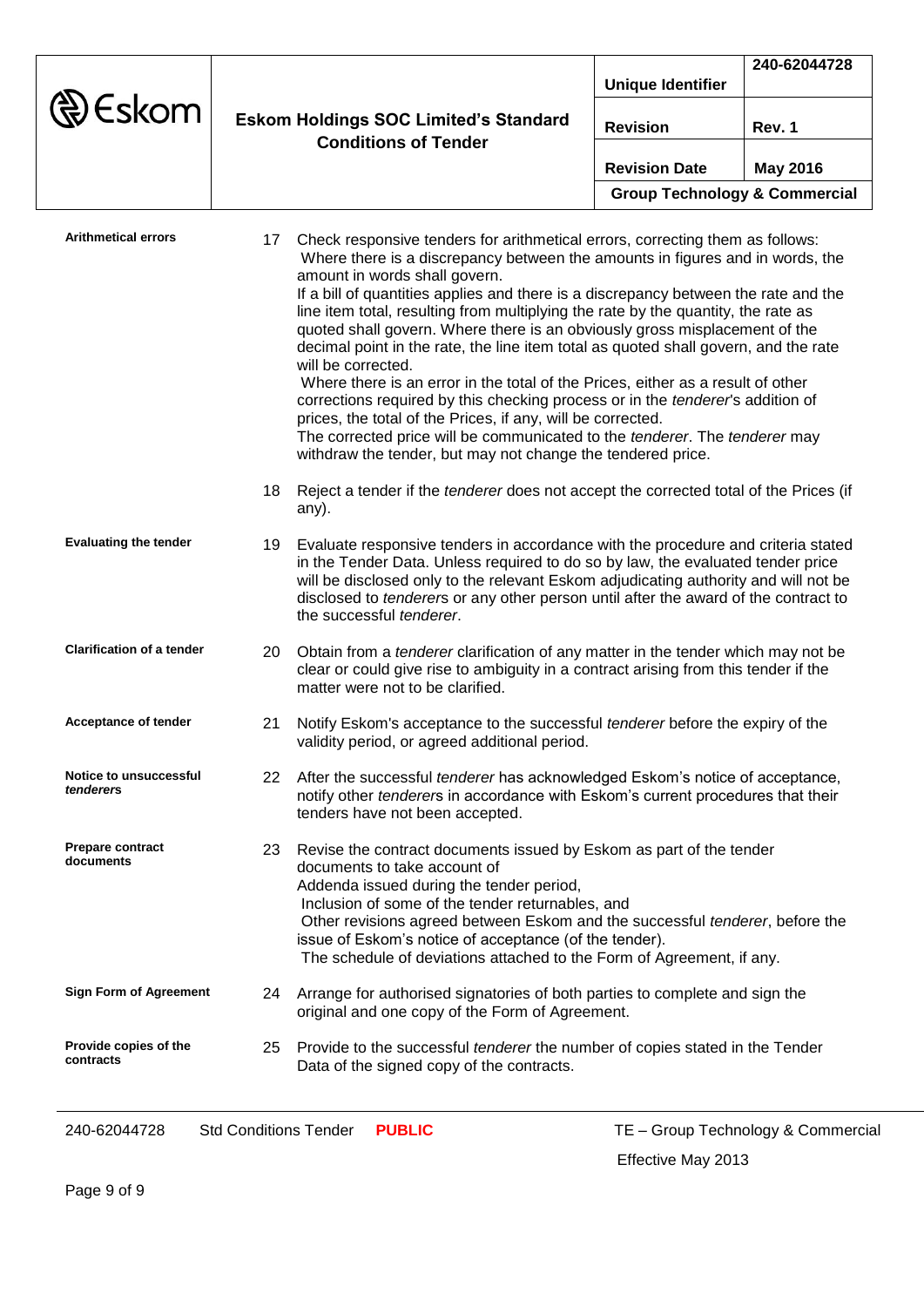**Arithmetical errors**

17 Check responsive tenders for arithmetical errors, correcting them as follows:
Where there is a discrepancy between the amounts in figures and in words, the amount in words shall govern.
If a bill of quantities applies and there is a discrepancy between the rate and the line item total, resulting from multiplying the rate by the quantity, the rate as quoted shall govern. Where there is an obviously gross misplacement of the decimal point in the rate, the line item total as quoted shall govern, and the rate will be corrected.
Where there is an error in the total of the Prices, either as a result of other corrections required by this checking process or in the *tenderer*'s addition of prices, the total of the Prices, if any, will be corrected.
The corrected price will be communicated to the *tenderer*. The *tenderer* may withdraw the tender, but may not change the tendered price.

18 Reject a tender if the *tenderer* does not accept the corrected total of the Prices (if any).

**Evaluating the tender**

19 Evaluate responsive tenders in accordance with the procedure and criteria stated in the Tender Data. Unless required to do so by law, the evaluated tender price will be disclosed only to the relevant Eskom adjudicating authority and will not be disclosed to *tenderer*s or any other person until after the award of the contract to the successful *tenderer*.

**Clarification of a tender**

20 Obtain from a *tenderer* clarification of any matter in the tender which may not be clear or could give rise to ambiguity in a contract arising from this tender if the matter were not to be clarified.

**Acceptance of tender**

21 Notify Eskom's acceptance to the successful *tenderer* before the expiry of the validity period, or agreed additional period.

**Notice to unsuccessful *tenderers***

22 After the successful *tenderer* has acknowledged Eskom's notice of acceptance, notify other *tenderer*s in accordance with Eskom's current procedures that their tenders have not been accepted.

**Prepare contract documents**

23 Revise the contract documents issued by Eskom as part of the tender documents to take account of
Addenda issued during the tender period,
Inclusion of some of the tender returnables, and
Other revisions agreed between Eskom and the successful *tenderer*, before the issue of Eskom's notice of acceptance (of the tender).
The schedule of deviations attached to the Form of Agreement, if any.

**Sign Form of Agreement**

24 Arrange for authorised signatories of both parties to complete and sign the original and one copy of the Form of Agreement.

**Provide copies of the contracts**

25 Provide to the successful *tenderer* the number of copies stated in the Tender Data of the signed copy of the contracts.